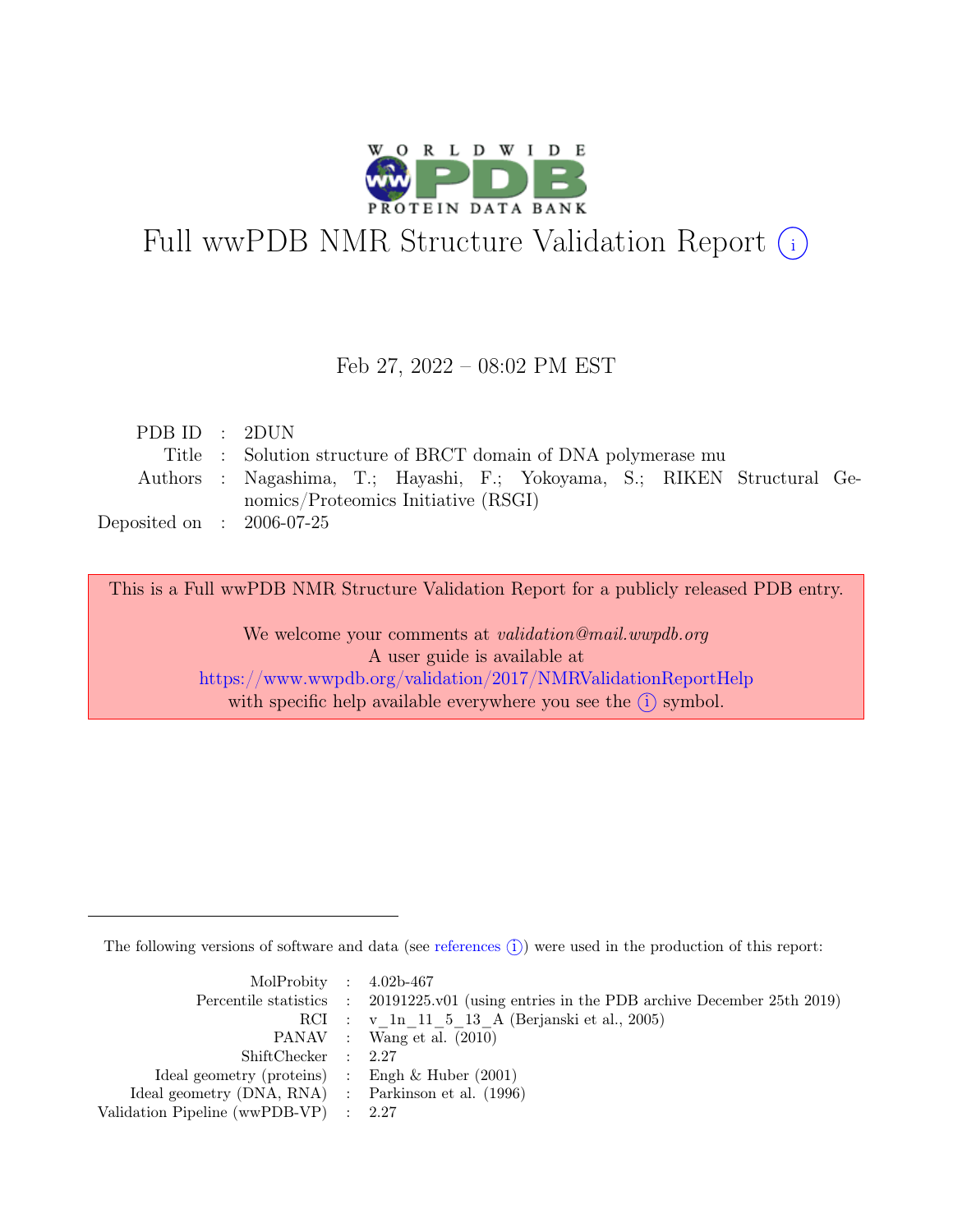# Full wwPDB NMR Structure Validation Report (i)

Feb 27, 2022 – 08:02 PM EST

| | | |
|---|---|---|
| PDB ID | : | 2DUN |
| Title | : | Solution structure of BRCT domain of DNA polymerase mu |
| Authors | : | Nagashima, T.; Hayashi, F.; Yokoyama, S.; RIKEN Structural Genomics/Proteomics Initiative (RSGI) |
| Deposited on | : | 2006-07-25 |

This is a Full wwPDB NMR Structure Validation Report for a publicly released PDB entry.

We welcome your comments at *validation@mail.wwpdb.org*
A user guide is available at
https://www.wwpdb.org/validation/2017/NMRValidationReportHelp
with specific help available everywhere you see the (i) symbol.

---

The following versions of software and data (see references (i)) were used in the production of this report:

| | | |
|---|---|---|
| MolProbity | : | 4.02b-467 |
| Percentile statistics | : | 20191225.v01 (using entries in the PDB archive December 25th 2019) |
| RCI | : | v_1n_11_5_13_A (Berjanski et al., 2005) |
| PANAV | : | Wang et al. (2010) |
| ShiftChecker | : | 2.27 |
| Ideal geometry (proteins) | : | Engh & Huber (2001) |
| Ideal geometry (DNA, RNA) | : | Parkinson et al. (1996) |
| Validation Pipeline (wwPDB-VP) | : | 2.27 |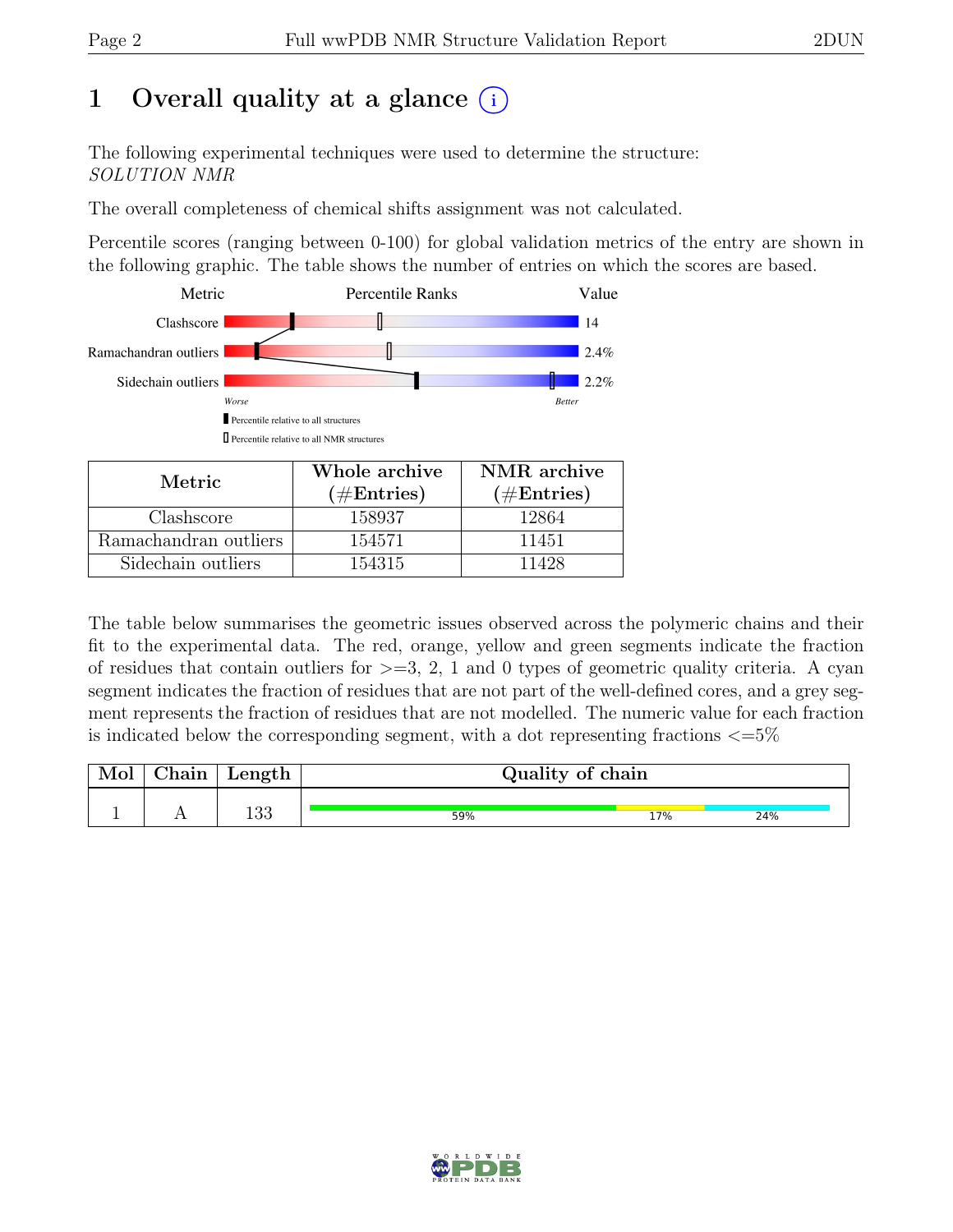# 1 Overall quality at a glance (i)

The following experimental techniques were used to determine the structure: *SOLUTION NMR*

The overall completeness of chemical shifts assignment was not calculated.

Percentile scores (ranging between 0-100) for global validation metrics of the entry are shown in the following graphic. The table shows the number of entries on which the scores are based.

| Metric | Value |
|---|---|
| Clashscore | 14 |
| Ramachandran outliers | 2.4% |
| Sidechain outliers | 2.2% |

Worse — Better

▮ Percentile relative to all structures

▯ Percentile relative to all NMR structures

| Metric | Whole archive (#Entries) | NMR archive (#Entries) |
|---|---|---|
| Clashscore | 158937 | 12864 |
| Ramachandran outliers | 154571 | 11451 |
| Sidechain outliers | 154315 | 11428 |

The table below summarises the geometric issues observed across the polymeric chains and their fit to the experimental data. The red, orange, yellow and green segments indicate the fraction of residues that contain outliers for >=3, 2, 1 and 0 types of geometric quality criteria. A cyan segment indicates the fraction of residues that are not part of the well-defined cores, and a grey segment represents the fraction of residues that are not modelled. The numeric value for each fraction is indicated below the corresponding segment, with a dot representing fractions <=5%

| Mol | Chain | Length | Quality of chain |
|---|---|---|---|
| 1 | A | 133 | 59% (green), 17% (yellow), 24% (cyan) |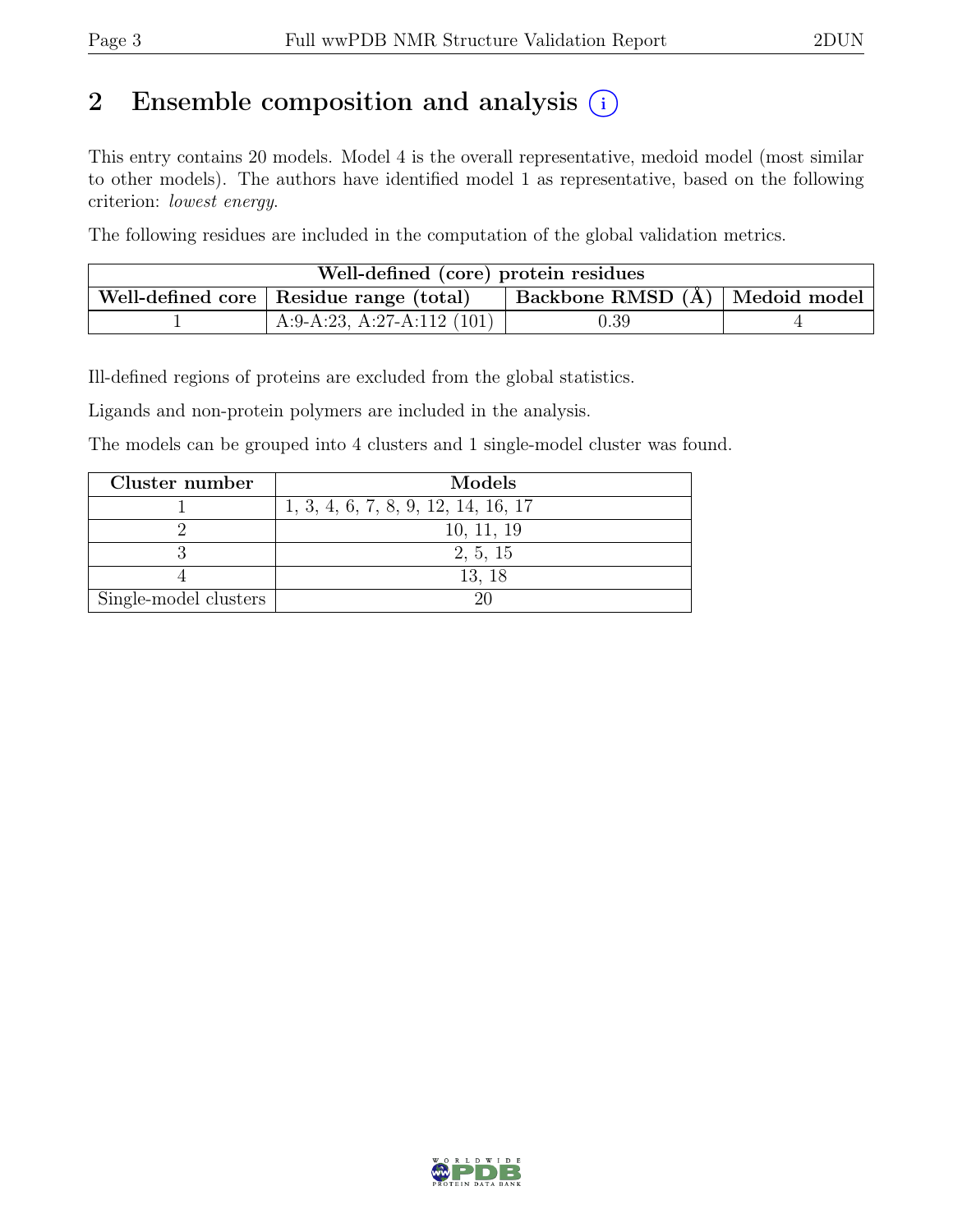## 2 Ensemble composition and analysis (i)

This entry contains 20 models. Model 4 is the overall representative, medoid model (most similar to other models). The authors have identified model 1 as representative, based on the following criterion: *lowest energy*.

The following residues are included in the computation of the global validation metrics.

| Well-defined (core) protein residues | | | |
|---|---|---|---|
| Well-defined core | Residue range (total) | Backbone RMSD (Å) | Medoid model |
| 1 | A:9-A:23, A:27-A:112 (101) | 0.39 | 4 |

Ill-defined regions of proteins are excluded from the global statistics.

Ligands and non-protein polymers are included in the analysis.

The models can be grouped into 4 clusters and 1 single-model cluster was found.

| Cluster number | Models |
|---|---|
| 1 | 1, 3, 4, 6, 7, 8, 9, 12, 14, 16, 17 |
| 2 | 10, 11, 19 |
| 3 | 2, 5, 15 |
| 4 | 13, 18 |
| Single-model clusters | 20 |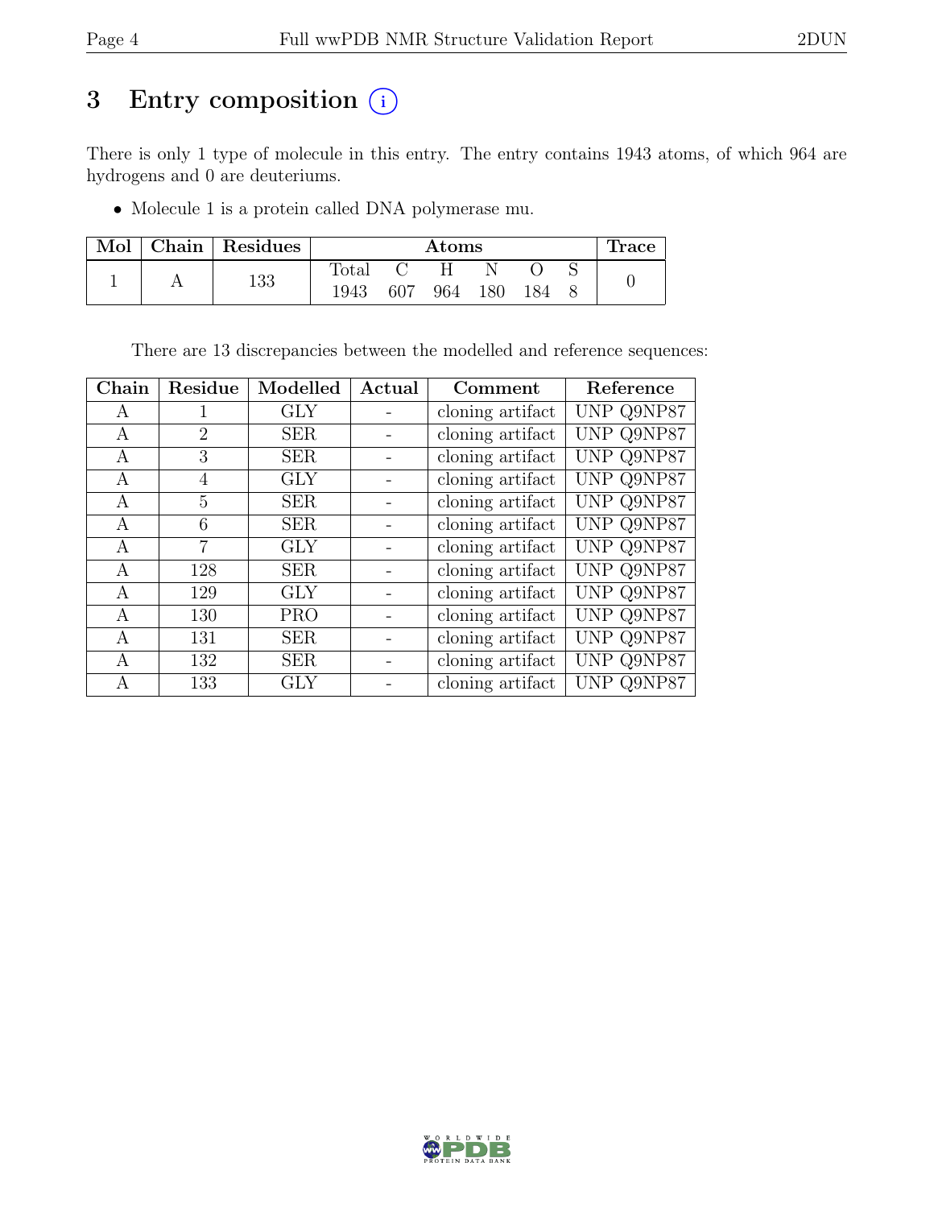# 3 Entry composition

There is only 1 type of molecule in this entry. The entry contains 1943 atoms, of which 964 are hydrogens and 0 are deuteriums.

- Molecule 1 is a protein called DNA polymerase mu.

| Mol | Chain | Residues | Atoms | | | | | | Trace |
|---|---|---|---|---|---|---|---|---|---|
| | | | Total | C | H | N | O | S | |
| 1 | A | 133 | 1943 | 607 | 964 | 180 | 184 | 8 | 0 |

There are 13 discrepancies between the modelled and reference sequences:

| Chain | Residue | Modelled | Actual | Comment | Reference |
|---|---|---|---|---|---|
| A | 1 | GLY | - | cloning artifact | UNP Q9NP87 |
| A | 2 | SER | - | cloning artifact | UNP Q9NP87 |
| A | 3 | SER | - | cloning artifact | UNP Q9NP87 |
| A | 4 | GLY | - | cloning artifact | UNP Q9NP87 |
| A | 5 | SER | - | cloning artifact | UNP Q9NP87 |
| A | 6 | SER | - | cloning artifact | UNP Q9NP87 |
| A | 7 | GLY | - | cloning artifact | UNP Q9NP87 |
| A | 128 | SER | - | cloning artifact | UNP Q9NP87 |
| A | 129 | GLY | - | cloning artifact | UNP Q9NP87 |
| A | 130 | PRO | - | cloning artifact | UNP Q9NP87 |
| A | 131 | SER | - | cloning artifact | UNP Q9NP87 |
| A | 132 | SER | - | cloning artifact | UNP Q9NP87 |
| A | 133 | GLY | - | cloning artifact | UNP Q9NP87 |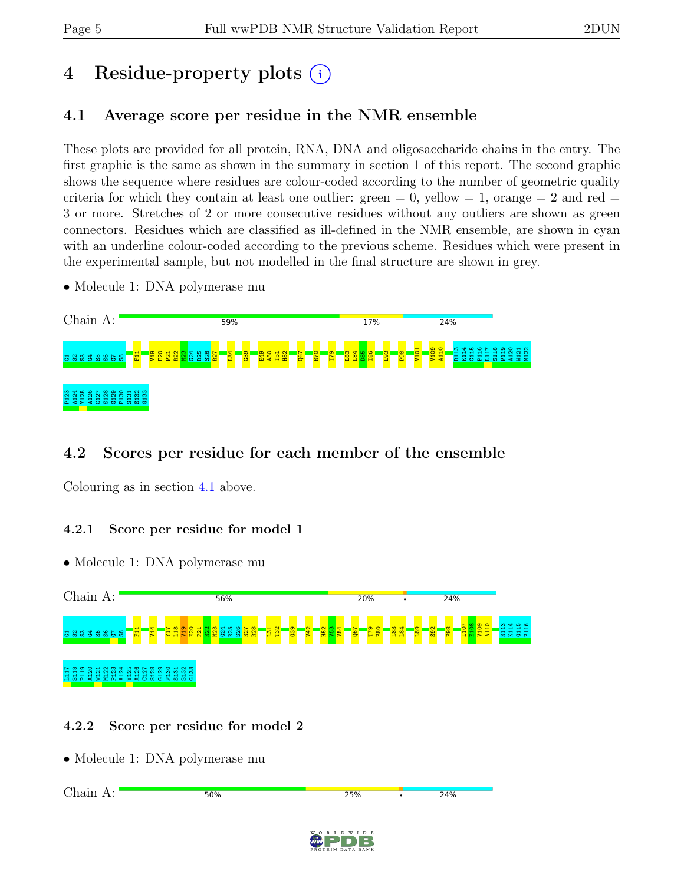# 4 Residue-property plots

## 4.1 Average score per residue in the NMR ensemble

These plots are provided for all protein, RNA, DNA and oligosaccharide chains in the entry. The first graphic is the same as shown in the summary in section 1 of this report. The second graphic shows the sequence where residues are colour-coded according to the number of geometric quality criteria for which they contain at least one outlier: green = 0, yellow = 1, orange = 2 and red = 3 or more. Stretches of 2 or more consecutive residues without any outliers are shown as green connectors. Residues which are classified as ill-defined in the NMR ensemble, are shown in cyan with an underline colour-coded according to the previous scheme. Residues which were present in the experimental sample, but not modelled in the final structure are shown in grey.

- Molecule 1: DNA polymerase mu

Chain A: 59% 17% 24%

G1 S2 S3 G4 S5 S6 G7 S8 F11 V19 E20 P21 R22 M23 G24 R25 S26 R27 L34 G39 E49 A50 T51 H52 Q67 R70 T79 L83 L84 D85 I86 L93 P98 V101 V109 A110 R113 K114 G115 P116 L117 S118 P119 A120 W121 M122 P123 A124 Y125 A126 C127 S128 G129 P130 S131 S132 G133

## 4.2 Scores per residue for each member of the ensemble

Colouring as in section 4.1 above.

### 4.2.1 Score per residue for model 1

- Molecule 1: DNA polymerase mu

Chain A: 56% 20% • 24%

G1 S2 S3 G4 S5 S6 G7 S8 F11 V14 Y17 L18 V19 E20 P21 R22 M23 G24 R25 S26 R27 R28 L31 T32 G39 V42 H52 V53 V54 Q67 T79 P80 L83 L84 L89 S92 P98 L107 E108 V109 A110 R113 K114 G115 P116 L117 S118 P119 A120 W121 M122 P123 A124 Y125 A126 C127 S128 G129 P130 S131 S132 G133

### 4.2.2 Score per residue for model 2

- Molecule 1: DNA polymerase mu

Chain A: 50% 25% • 24%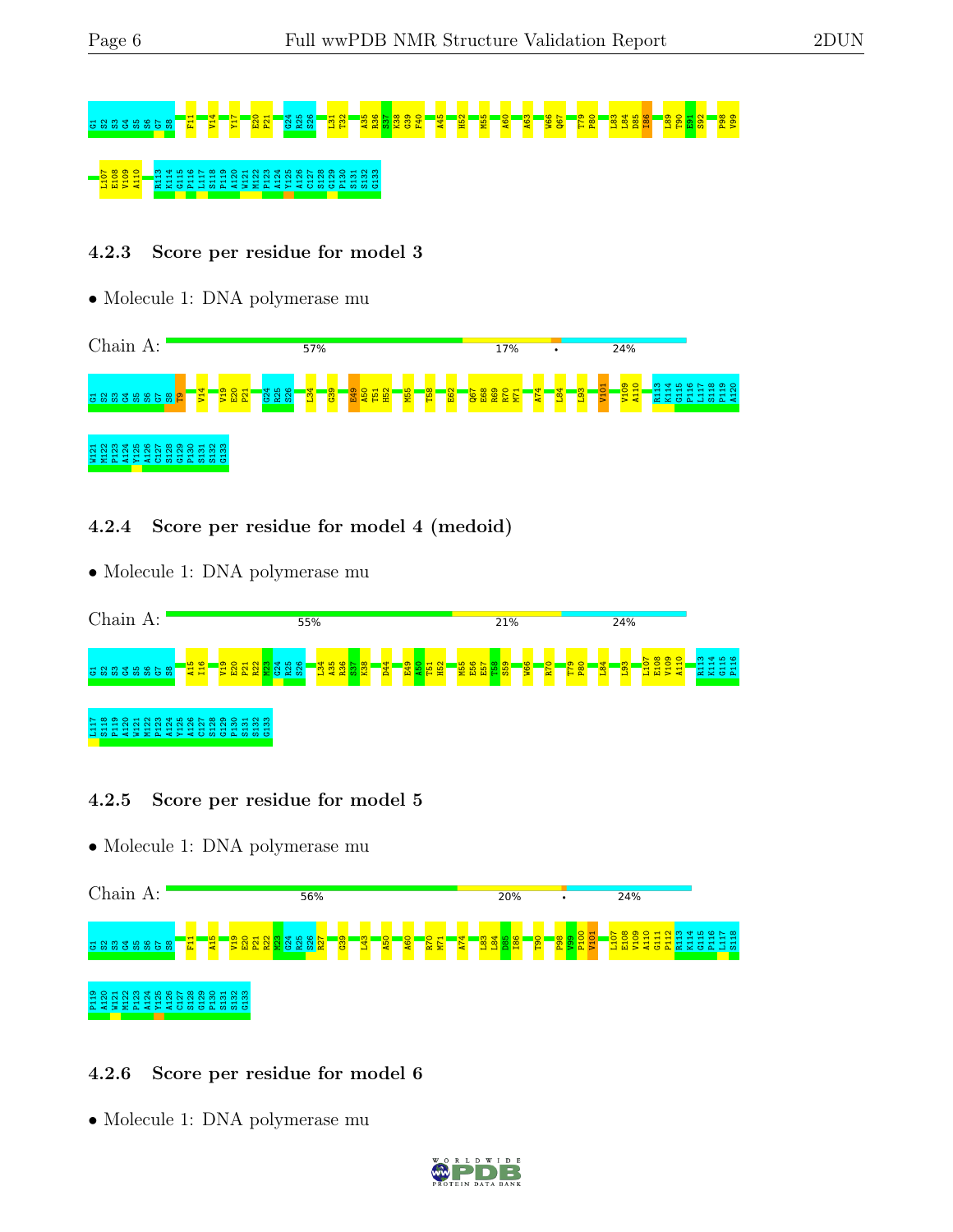G1 S2 S3 G4 S5 S6 G7 S8 F11 V14 Y17 E20 P21 G24 R25 S26 L31 T32 A35 R36 S37 K38 G39 F40 A45 H52 M55 A60 A63 W66 Q67 T79 P80 L83 L84 D85 I86 L89 T90 E91 S92 P98 V99

L107 E108 V109 A110 R113 K114 G115 P116 L117 S118 P119 A120 W121 M122 P123 A124 Y125 A126 C127 S128 G129 P130 S131 S132 G133

### 4.2.3 Score per residue for model 3

- Molecule 1: DNA polymerase mu

Chain A: 57% | 17% | • | 24%

G1 S2 S3 G4 S5 S6 G7 S8 T9 V14 V19 E20 P21 G24 R25 S26 L34 G39 E49 A50 T51 H52 M55 T58 E62 Q67 E68 R69 R70 M71 A74 L84 L93 V101 V109 A110 R113 K114 G115 P116 L117 S118 P119 A120

W121 M122 P123 A124 Y125 A126 C127 S128 G129 P130 S131 S132 G133

### 4.2.4 Score per residue for model 4 (medoid)

- Molecule 1: DNA polymerase mu

Chain A: 55% | 21% | 24%

G1 S2 S3 G4 S5 S6 G7 S8 A15 I16 V19 E20 P21 R22 M23 G24 R25 S26 L34 A35 R36 S37 K38 D44 E49 A50 T51 H52 M55 E56 E57 T58 S59 W66 R70 T79 P80 L84 L93 L107 E108 V109 A110 R113 K114 G115 P116

L117 S118 P119 A120 W121 M122 P123 A124 Y125 A126 C127 S128 G129 P130 S131 S132 G133

### 4.2.5 Score per residue for model 5

- Molecule 1: DNA polymerase mu

Chain A: 56% | 20% | • | 24%

G1 S2 S3 G4 S5 S6 G7 S8 F11 A15 V19 E20 P21 R22 M23 G24 R25 S26 R27 G39 L43 A50 A60 R70 M71 A74 L83 L84 D85 I86 T90 P98 V99 P100 V101 L107 E108 V109 A110 G111 P112 R113 K114 G115 P116 L117 S118

P119 A120 W121 M122 P123 A124 Y125 A126 C127 S128 G129 P130 S131 S132 G133

### 4.2.6 Score per residue for model 6

- Molecule 1: DNA polymerase mu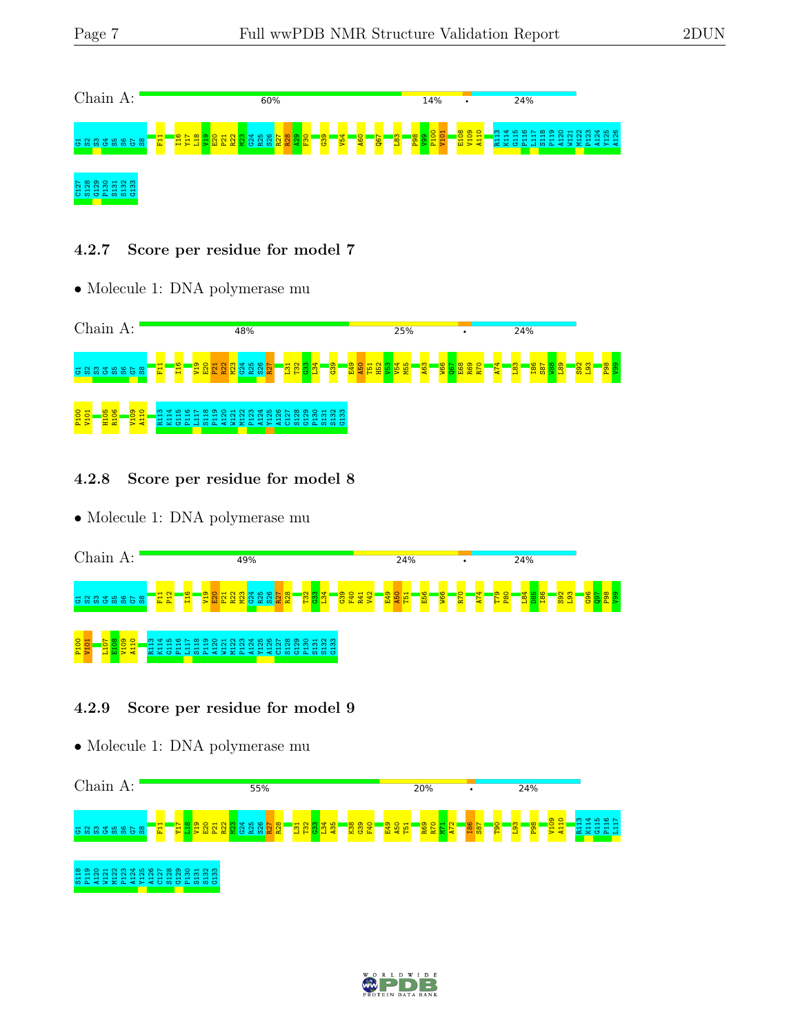Chain A: 60% 14% • 24%

G1 S2 S3 G4 S5 S6 G7 S8 F11 I16 Y17 L18 V19 E20 P21 R22 M23 G24 R25 S26 R27 R28 A29 F30 G39 V54 A60 Q67 L83 P98 V99 P100 V101 E108 V109 A110 R113 K114 G115 P116 L117 S118 P119 A120 W121 M122 P123 A124 Y125 A126 C127 S128 G129 P130 S131 S132 G133

### 4.2.7 Score per residue for model 7

- Molecule 1: DNA polymerase mu

Chain A: 48% 25% • 24%

G1 S2 S3 G4 S5 S6 G7 S8 F11 I16 V19 E20 P21 R22 M23 G24 R25 S26 R27 L31 T32 G33 L34 G39 E49 A50 T51 H52 V53 V54 M55 A63 W66 Q67 E68 R69 R70 A74 L83 I86 S87 W88 L89 S92 L93 P98 V99 P100 V101 H105 R106 V109 A110 R113 K114 G115 P116 L117 S118 P119 A120 W121 M122 P123 A124 Y125 A126 C127 S128 G129 P130 S131 S132 G133

### 4.2.8 Score per residue for model 8

- Molecule 1: DNA polymerase mu

Chain A: 49% 24% • 24%

G1 S2 S3 G4 S5 S6 G7 S8 F11 P12 I16 V19 E20 P21 R22 M23 G24 R25 S26 R27 R28 T32 G33 L34 G39 F40 R41 V42 E49 A50 T51 E56 W66 R70 A74 T79 P80 L84 D85 I86 S92 L93 G96 Q97 P98 V99 P100 V101 L107 E108 V109 A110 R113 K114 G115 P116 L117 S118 P119 A120 W121 M122 P123 A124 Y125 A126 C127 S128 G129 P130 S131 S132 G133

### 4.2.9 Score per residue for model 9

- Molecule 1: DNA polymerase mu

Chain A: 55% 20% • 24%

G1 S2 S3 G4 S5 S6 G7 S8 F11 Y17 L18 V19 E20 P21 R22 M23 G24 R25 S26 R27 R28 L31 T32 G33 L34 A35 K38 G39 F40 E49 A50 T51 R69 R70 M71 A72 I86 S87 T90 L93 P98 V109 A110 R113 K114 G115 P116 L117 S118 P119 A120 W121 M122 P123 A124 Y125 A126 C127 S128 G129 P130 S131 S132 G133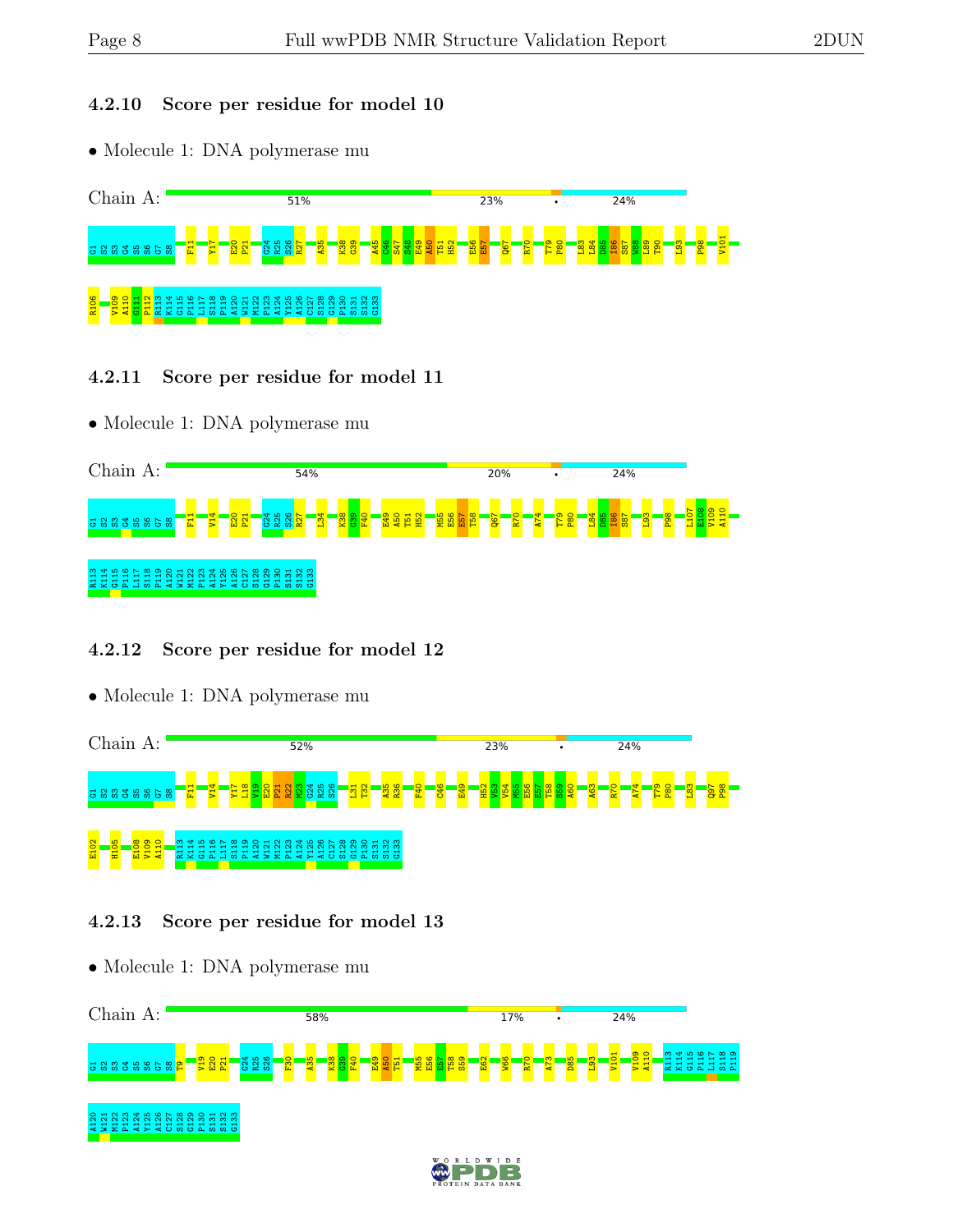### 4.2.10 Score per residue for model 10

- Molecule 1: DNA polymerase mu

Chain A: 51% | 23% | • | 24%

G1 S2 S3 G4 S5 S6 G7 S8 F11 Y17 E20 P21 G24 R25 S26 R27 A35 K38 G39 A45 C46 S47 S48 E49 A50 T51 H52 E56 E57 Q67 R70 T79 P80 L83 L84 D85 I86 S87 W88 L89 T90 L93 P98 V101 R106 V109 A110 G111 P112 R113 K114 G115 P116 L117 S118 P119 A120 W121 M122 P123 A124 Y125 A126 C127 S128 G129 P130 S131 S132 G133

### 4.2.11 Score per residue for model 11

- Molecule 1: DNA polymerase mu

Chain A: 54% | 20% | • | 24%

G1 S2 S3 G4 S5 S6 G7 S8 F11 V14 E20 P21 G24 R25 S26 R27 L34 K38 G39 F40 E49 A50 T51 H52 M55 E56 E57 T58 Q67 R70 A74 T79 P80 L84 D85 I86 S87 L93 P98 L107 E108 V109 A110 R113 K114 G115 P116 L117 S118 P119 A120 W121 M122 P123 A124 Y125 A126 C127 S128 G129 P130 S131 S132 G133

### 4.2.12 Score per residue for model 12

- Molecule 1: DNA polymerase mu

Chain A: 52% | 23% | • | 24%

G1 S2 S3 G4 S5 S6 G7 S8 F11 V14 Y17 L18 V19 E20 P21 R22 W23 G24 R25 S26 L31 T32 A35 R36 F40 C46 E49 H52 V53 M55 E56 E57 T58 S59 A60 A63 R70 A74 T79 P80 L83 Q97 P98 E102 H105 E108 V109 A110 R113 K114 G115 P116 L117 S118 P119 A120 W121 M122 P123 A124 Y125 A126 C127 S128 G129 P130 S131 S132 G133

### 4.2.13 Score per residue for model 13

- Molecule 1: DNA polymerase mu

Chain A: 58% | 17% | • | 24%

G1 S2 S3 G4 S5 S6 G7 S8 T9 V19 E20 P21 G24 R25 S26 P30 A35 K38 G39 F40 E49 A50 T51 M55 E56 E57 T58 S59 E62 W66 R70 A73 D85 L93 V101 V109 A110 R113 K114 G115 P116 L117 S118 P119 A120 W121 M122 P123 A124 Y125 A126 C127 S128 G129 P130 S131 S132 G133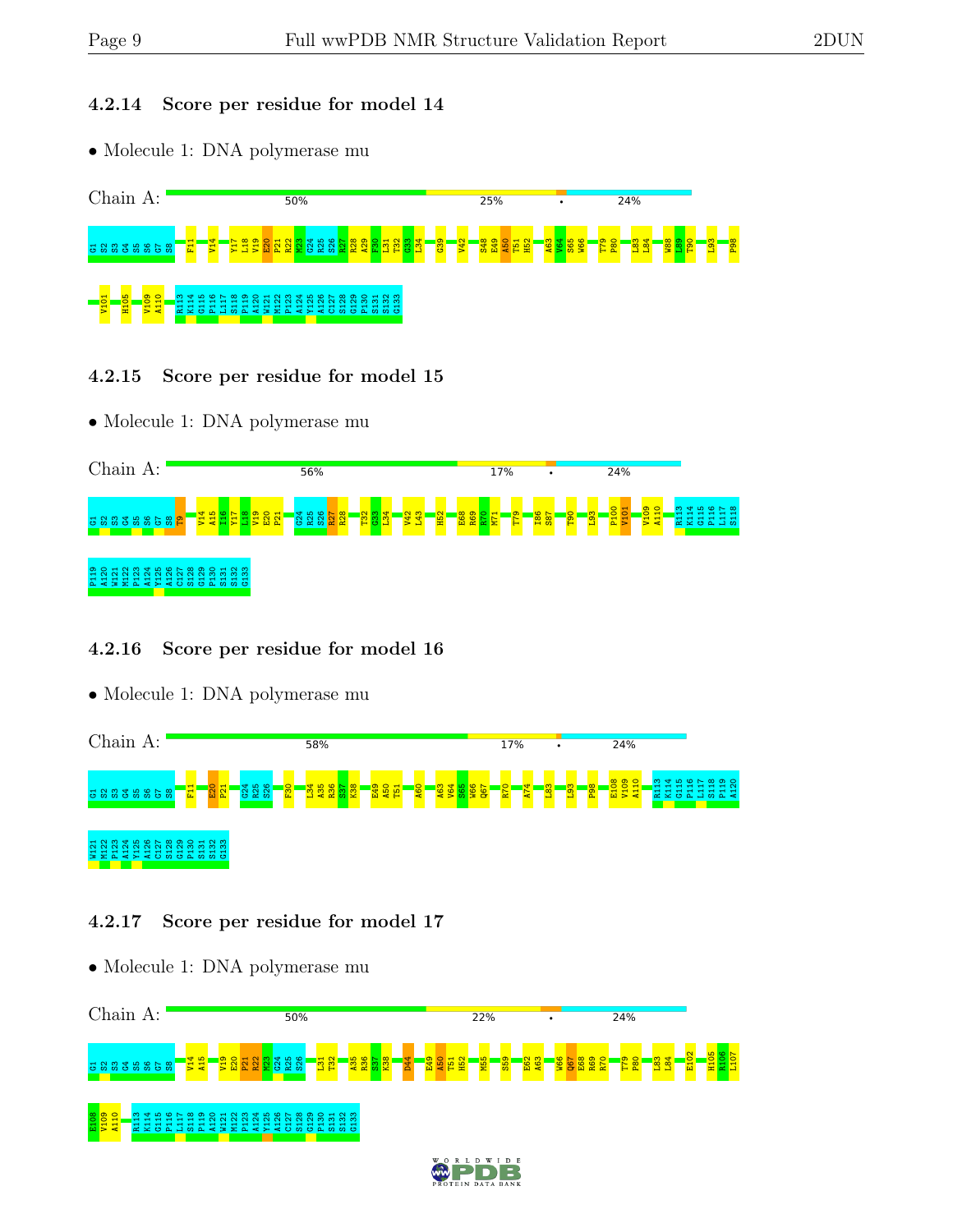### 4.2.14 Score per residue for model 14

- Molecule 1: DNA polymerase mu

Chain A: 50% 25% • 24%

G1 S2 S3 G4 S5 S6 G7 S8 F11 V14 Y17 L18 V19 E20 P21 R22 M23 G24 R25 S26 R27 R28 A29 F30 L31 T32 G33 L34 G39 V42 S48 E49 A50 T51 H52 A63 V64 S65 W66 T79 P80 L83 L84 W88 L89 T90 L93 P98 V101 H105 V109 A110 R113 K114 G115 P116 L117 S118 P119 A120 W121 M122 P123 A124 Y125 A126 C127 S128 G129 P130 S131 S132 G133

### 4.2.15 Score per residue for model 15

- Molecule 1: DNA polymerase mu

Chain A: 56% 17% • 24%

G1 S2 S3 G4 S5 S6 G7 S8 T9 V14 A15 I16 Y17 L18 V19 E20 P21 G24 R25 S26 R27 R28 T32 G33 L34 V42 L43 H52 E68 R69 R70 M71 T79 I86 S87 T90 L93 P100 V101 V109 A110 R113 K114 G115 P116 L117 S118 P119 A120 W121 M122 P123 A124 Y125 A126 C127 S128 G129 P130 S131 S132 G133

### 4.2.16 Score per residue for model 16

- Molecule 1: DNA polymerase mu

Chain A: 58% 17% • 24%

G1 S2 S3 G4 S5 S6 G7 S8 F11 E20 P21 G24 R25 S26 F30 L34 A35 R36 S37 K38 E49 A50 T51 A60 A63 V64 S65 W66 Q67 R70 A74 L83 L93 P98 E108 V109 A110 R113 K114 G115 P116 L117 S118 P119 A120 W121 M122 P123 A124 Y125 A126 C127 S128 G129 P130 S131 S132 G133

### 4.2.17 Score per residue for model 17

- Molecule 1: DNA polymerase mu

Chain A: 50% 22% • 24%

G1 S2 S3 G4 S5 S6 G7 S8 V14 A15 V19 E20 P21 R22 M23 G24 R25 S26 L31 T32 A35 R36 S37 K38 D44 E49 A50 T51 H52 M55 S59 E62 A63 W66 Q67 E68 R69 R70 T79 P80 L83 L84 E102 H105 R106 L107 E108 V109 A110 R113 K114 G115 P116 L117 S118 P119 A120 W121 M122 P123 A124 Y125 A126 C127 S128 G129 P130 S131 S132 G133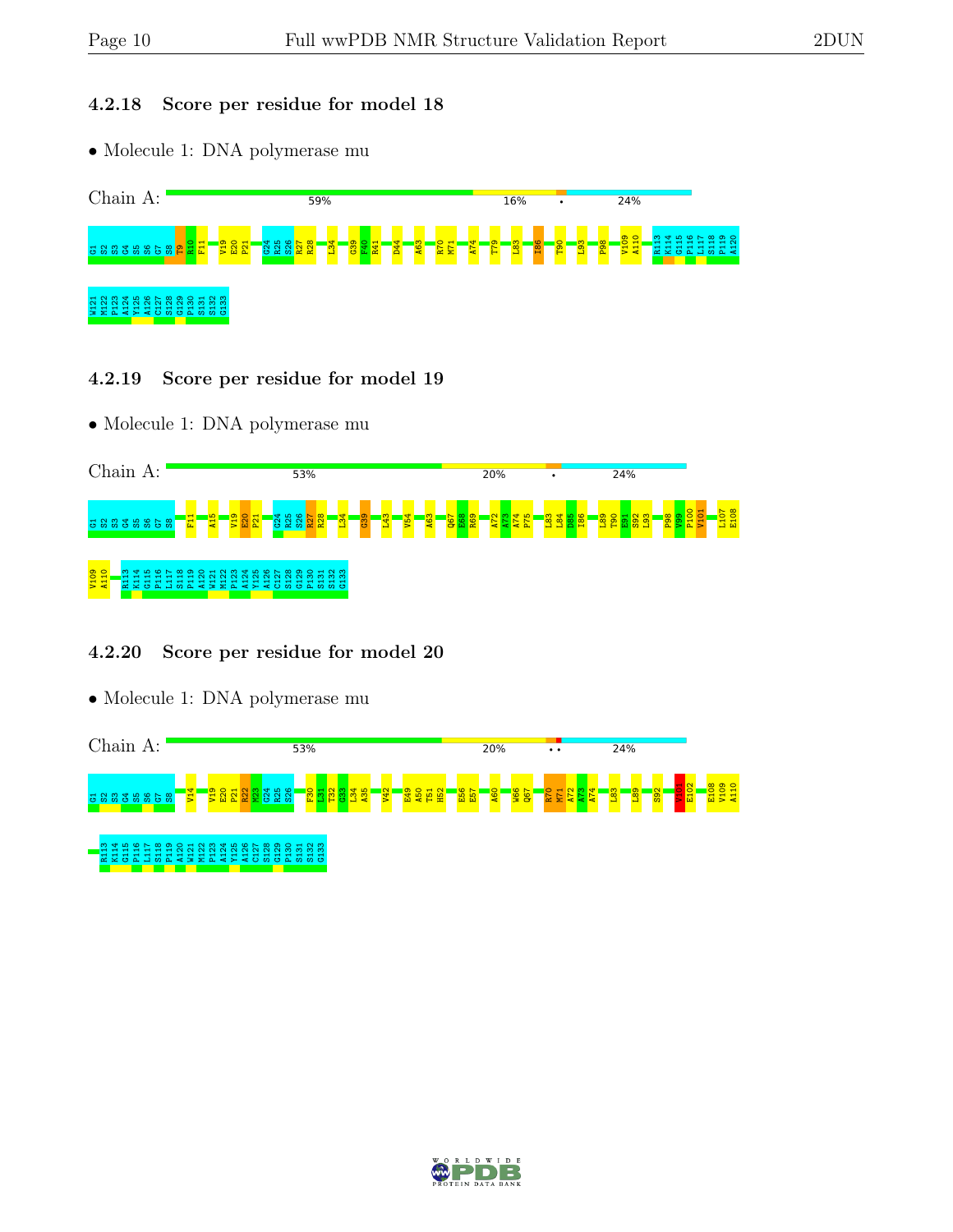### 4.2.18 Score per residue for model 18

- Molecule 1: DNA polymerase mu

Chain A: 59% 16% • 24%

G1 S2 S3 G4 S5 S6 G7 S8 T9 R10 F11 V19 E20 P21 G24 R25 S26 R27 R28 L34 G39 F40 R41 D44 A63 R70 M71 A74 T79 L83 I86 T90 L93 P98 V109 A110 R113 K114 G115 P116 L117 S118 P119 A120 W121 M122 P123 A124 Y125 A126 C127 S128 G129 P130 S131 S132 G133

### 4.2.19 Score per residue for model 19

- Molecule 1: DNA polymerase mu

Chain A: 53% 20% • 24%

G1 S2 S3 G4 S5 S6 G7 S8 F11 A15 V19 E20 P21 G24 R25 S26 R27 R28 L34 G39 L43 V54 A63 Q67 E68 R69 A72 A73 A74 P75 L83 L84 D85 I86 L89 T90 E91 S92 L93 P98 V99 P100 V101 L107 E108 V109 A110 R113 K114 G115 P116 L117 S118 P119 A120 W121 M122 P123 A124 Y125 A126 C127 S128 G129 P130 S131 S132 G133

### 4.2.20 Score per residue for model 20

- Molecule 1: DNA polymerase mu

Chain A: 53% 20% •• 24%

G1 S2 S3 G4 S5 S6 G7 S8 V14 V19 E20 P21 R22 M23 G24 R25 S26 F30 L31 T32 G33 L34 A35 V42 E49 A50 T51 H52 E56 E57 A60 W66 Q67 R70 M71 A72 A73 A74 L83 L89 S92 V101 E102 E108 V109 A110 R113 K114 G115 P116 L117 S118 P119 A120 W121 M122 P123 A124 Y125 A126 C127 S128 G129 P130 S131 S132 G133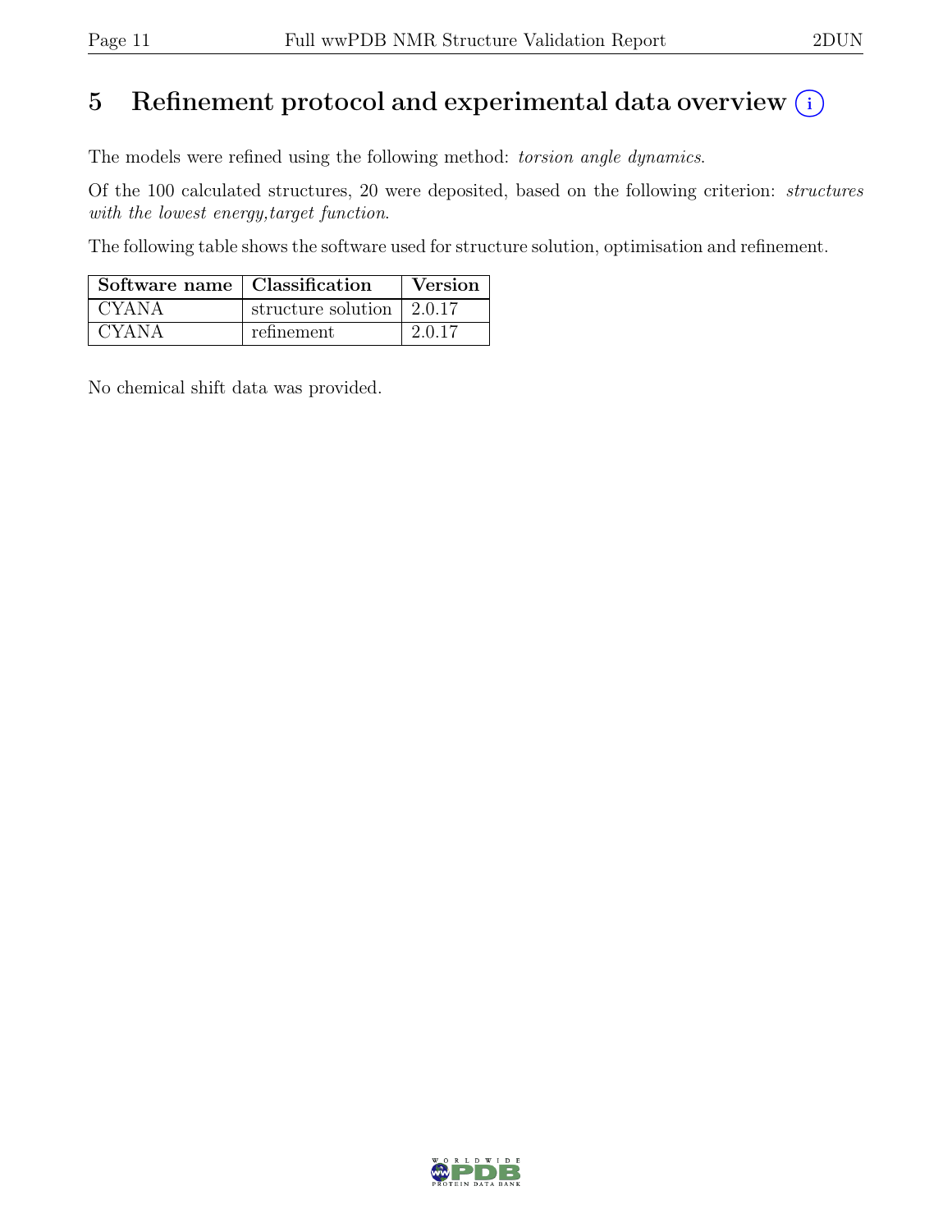# 5 Refinement protocol and experimental data overview

The models were refined using the following method: *torsion angle dynamics*.

Of the 100 calculated structures, 20 were deposited, based on the following criterion: *structures with the lowest energy,target function*.

The following table shows the software used for structure solution, optimisation and refinement.

| Software name | Classification | Version |
|---|---|---|
| CYANA | structure solution | 2.0.17 |
| CYANA | refinement | 2.0.17 |

No chemical shift data was provided.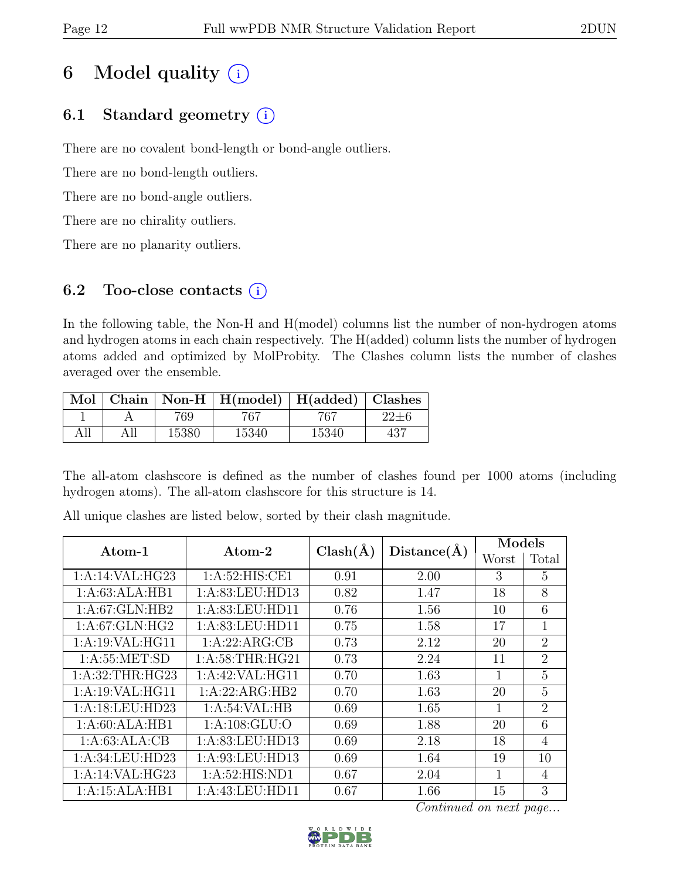# 6 Model quality

## 6.1 Standard geometry

There are no covalent bond-length or bond-angle outliers.

There are no bond-length outliers.

There are no bond-angle outliers.

There are no chirality outliers.

There are no planarity outliers.

## 6.2 Too-close contacts

In the following table, the Non-H and H(model) columns list the number of non-hydrogen atoms and hydrogen atoms in each chain respectively. The H(added) column lists the number of hydrogen atoms added and optimized by MolProbity. The Clashes column lists the number of clashes averaged over the ensemble.

| Mol | Chain | Non-H | H(model) | H(added) | Clashes |
|---|---|---|---|---|---|
| 1 | A | 769 | 767 | 767 | 22±6 |
| All | All | 15380 | 15340 | 15340 | 437 |

The all-atom clashscore is defined as the number of clashes found per 1000 atoms (including hydrogen atoms). The all-atom clashscore for this structure is 14.

All unique clashes are listed below, sorted by their clash magnitude.

| Atom-1 | Atom-2 | Clash(Å) | Distance(Å) | Models | |
|---|---|---|---|---|---|
| | | | | Worst | Total |
| 1:A:14:VAL:HG23 | 1:A:52:HIS:CE1 | 0.91 | 2.00 | 3 | 5 |
| 1:A:63:ALA:HB1 | 1:A:83:LEU:HD13 | 0.82 | 1.47 | 18 | 8 |
| 1:A:67:GLN:HB2 | 1:A:83:LEU:HD11 | 0.76 | 1.56 | 10 | 6 |
| 1:A:67:GLN:HG2 | 1:A:83:LEU:HD11 | 0.75 | 1.58 | 17 | 1 |
| 1:A:19:VAL:HG11 | 1:A:22:ARG:CB | 0.73 | 2.12 | 20 | 2 |
| 1:A:55:MET:SD | 1:A:58:THR:HG21 | 0.73 | 2.24 | 11 | 2 |
| 1:A:32:THR:HG23 | 1:A:42:VAL:HG11 | 0.70 | 1.63 | 1 | 5 |
| 1:A:19:VAL:HG11 | 1:A:22:ARG:HB2 | 0.70 | 1.63 | 20 | 5 |
| 1:A:18:LEU:HD23 | 1:A:54:VAL:HB | 0.69 | 1.65 | 1 | 2 |
| 1:A:60:ALA:HB1 | 1:A:108:GLU:O | 0.69 | 1.88 | 20 | 6 |
| 1:A:63:ALA:CB | 1:A:83:LEU:HD13 | 0.69 | 2.18 | 18 | 4 |
| 1:A:34:LEU:HD23 | 1:A:93:LEU:HD13 | 0.69 | 1.64 | 19 | 10 |
| 1:A:14:VAL:HG23 | 1:A:52:HIS:ND1 | 0.67 | 2.04 | 1 | 4 |
| 1:A:15:ALA:HB1 | 1:A:43:LEU:HD11 | 0.67 | 1.66 | 15 | 3 |

*Continued on next page...*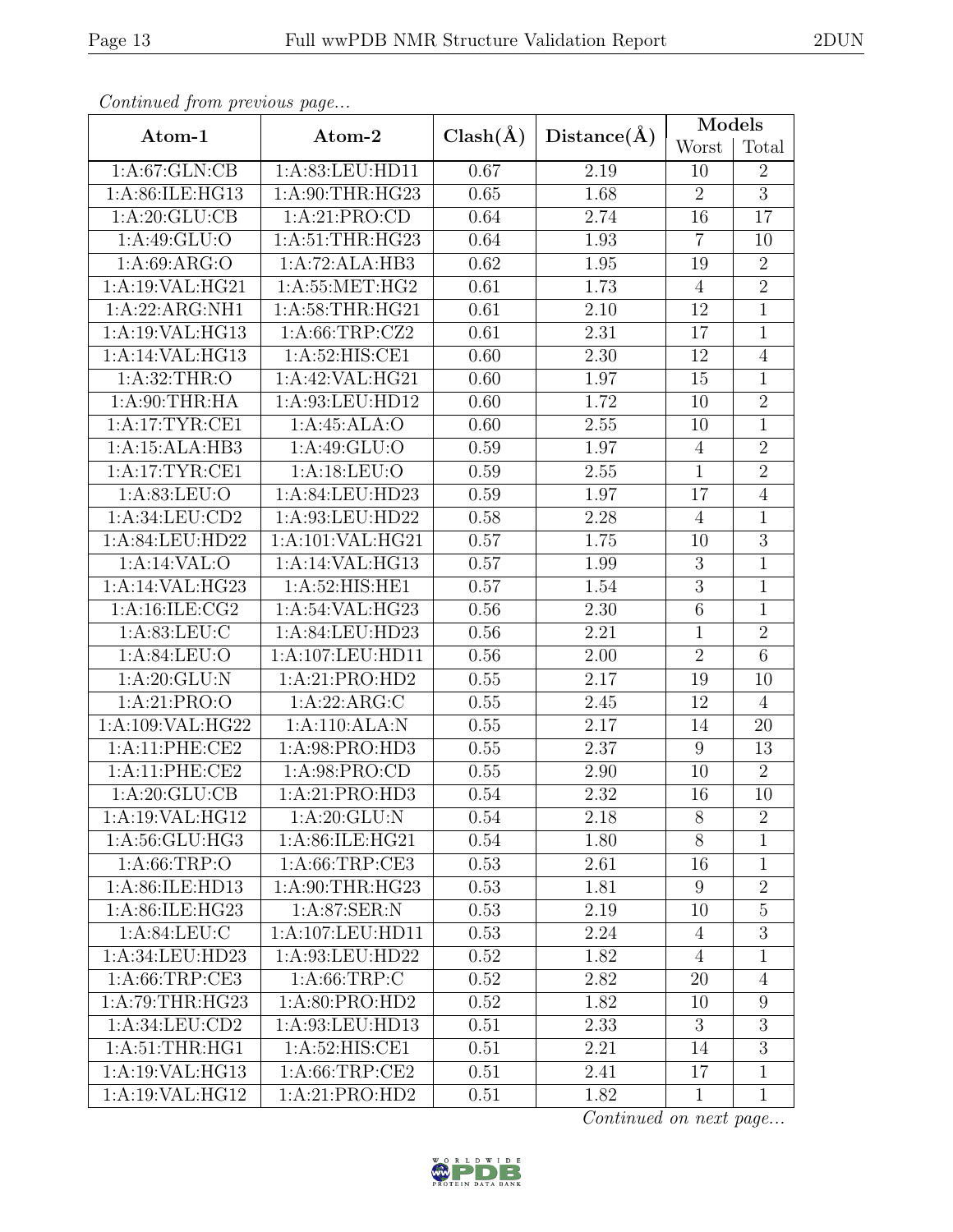*Continued from previous page...*

| Atom-1 | Atom-2 | Clash(Å) | Distance(Å) | Models | |
|---|---|---|---|---|---|
| | | | | Worst | Total |
| 1:A:67:GLN:CB | 1:A:83:LEU:HD11 | 0.67 | 2.19 | 10 | 2 |
| 1:A:86:ILE:HG13 | 1:A:90:THR:HG23 | 0.65 | 1.68 | 2 | 3 |
| 1:A:20:GLU:CB | 1:A:21:PRO:CD | 0.64 | 2.74 | 16 | 17 |
| 1:A:49:GLU:O | 1:A:51:THR:HG23 | 0.64 | 1.93 | 7 | 10 |
| 1:A:69:ARG:O | 1:A:72:ALA:HB3 | 0.62 | 1.95 | 19 | 2 |
| 1:A:19:VAL:HG21 | 1:A:55:MET:HG2 | 0.61 | 1.73 | 4 | 2 |
| 1:A:22:ARG:NH1 | 1:A:58:THR:HG21 | 0.61 | 2.10 | 12 | 1 |
| 1:A:19:VAL:HG13 | 1:A:66:TRP:CZ2 | 0.61 | 2.31 | 17 | 1 |
| 1:A:14:VAL:HG13 | 1:A:52:HIS:CE1 | 0.60 | 2.30 | 12 | 4 |
| 1:A:32:THR:O | 1:A:42:VAL:HG21 | 0.60 | 1.97 | 15 | 1 |
| 1:A:90:THR:HA | 1:A:93:LEU:HD12 | 0.60 | 1.72 | 10 | 2 |
| 1:A:17:TYR:CE1 | 1:A:45:ALA:O | 0.60 | 2.55 | 10 | 1 |
| 1:A:15:ALA:HB3 | 1:A:49:GLU:O | 0.59 | 1.97 | 4 | 2 |
| 1:A:17:TYR:CE1 | 1:A:18:LEU:O | 0.59 | 2.55 | 1 | 2 |
| 1:A:83:LEU:O | 1:A:84:LEU:HD23 | 0.59 | 1.97 | 17 | 4 |
| 1:A:34:LEU:CD2 | 1:A:93:LEU:HD22 | 0.58 | 2.28 | 4 | 1 |
| 1:A:84:LEU:HD22 | 1:A:101:VAL:HG21 | 0.57 | 1.75 | 10 | 3 |
| 1:A:14:VAL:O | 1:A:14:VAL:HG13 | 0.57 | 1.99 | 3 | 1 |
| 1:A:14:VAL:HG23 | 1:A:52:HIS:HE1 | 0.57 | 1.54 | 3 | 1 |
| 1:A:16:ILE:CG2 | 1:A:54:VAL:HG23 | 0.56 | 2.30 | 6 | 1 |
| 1:A:83:LEU:C | 1:A:84:LEU:HD23 | 0.56 | 2.21 | 1 | 2 |
| 1:A:84:LEU:O | 1:A:107:LEU:HD11 | 0.56 | 2.00 | 2 | 6 |
| 1:A:20:GLU:N | 1:A:21:PRO:HD2 | 0.55 | 2.17 | 19 | 10 |
| 1:A:21:PRO:O | 1:A:22:ARG:C | 0.55 | 2.45 | 12 | 4 |
| 1:A:109:VAL:HG22 | 1:A:110:ALA:N | 0.55 | 2.17 | 14 | 20 |
| 1:A:11:PHE:CE2 | 1:A:98:PRO:HD3 | 0.55 | 2.37 | 9 | 13 |
| 1:A:11:PHE:CE2 | 1:A:98:PRO:CD | 0.55 | 2.90 | 10 | 2 |
| 1:A:20:GLU:CB | 1:A:21:PRO:HD3 | 0.54 | 2.32 | 16 | 10 |
| 1:A:19:VAL:HG12 | 1:A:20:GLU:N | 0.54 | 2.18 | 8 | 2 |
| 1:A:56:GLU:HG3 | 1:A:86:ILE:HG21 | 0.54 | 1.80 | 8 | 1 |
| 1:A:66:TRP:O | 1:A:66:TRP:CE3 | 0.53 | 2.61 | 16 | 1 |
| 1:A:86:ILE:HD13 | 1:A:90:THR:HG23 | 0.53 | 1.81 | 9 | 2 |
| 1:A:86:ILE:HG23 | 1:A:87:SER:N | 0.53 | 2.19 | 10 | 5 |
| 1:A:84:LEU:C | 1:A:107:LEU:HD11 | 0.53 | 2.24 | 4 | 3 |
| 1:A:34:LEU:HD23 | 1:A:93:LEU:HD22 | 0.52 | 1.82 | 4 | 1 |
| 1:A:66:TRP:CE3 | 1:A:66:TRP:C | 0.52 | 2.82 | 20 | 4 |
| 1:A:79:THR:HG23 | 1:A:80:PRO:HD2 | 0.52 | 1.82 | 10 | 9 |
| 1:A:34:LEU:CD2 | 1:A:93:LEU:HD13 | 0.51 | 2.33 | 3 | 3 |
| 1:A:51:THR:HG1 | 1:A:52:HIS:CE1 | 0.51 | 2.21 | 14 | 3 |
| 1:A:19:VAL:HG13 | 1:A:66:TRP:CE2 | 0.51 | 2.41 | 17 | 1 |
| 1:A:19:VAL:HG12 | 1:A:21:PRO:HD2 | 0.51 | 1.82 | 1 | 1 |

*Continued on next page...*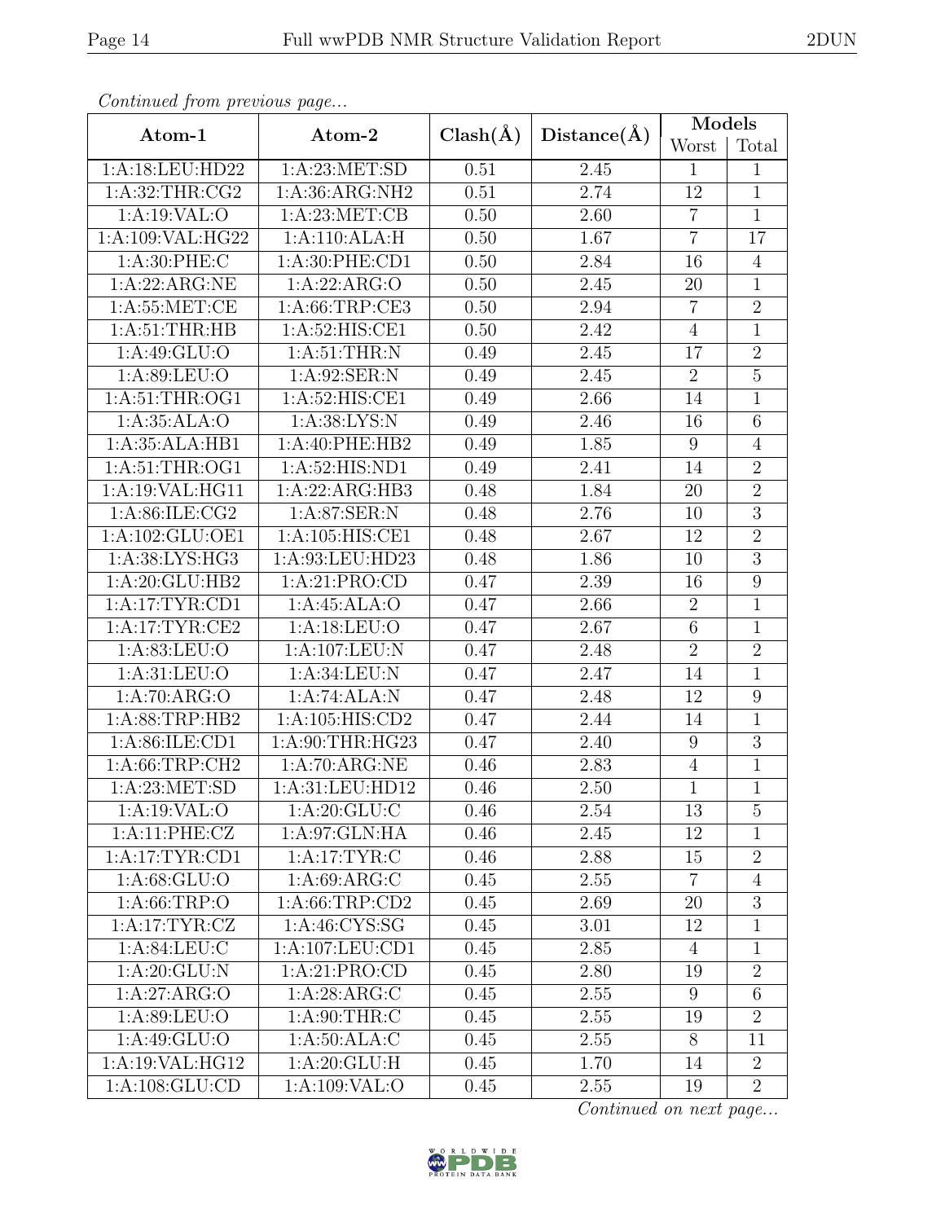*Continued from previous page...*

| Atom-1 | Atom-2 | Clash(Å) | Distance(Å) | Models | |
|---|---|---|---|---|---|
| | | | | Worst | Total |
| 1:A:18:LEU:HD22 | 1:A:23:MET:SD | 0.51 | 2.45 | 1 | 1 |
| 1:A:32:THR:CG2 | 1:A:36:ARG:NH2 | 0.51 | 2.74 | 12 | 1 |
| 1:A:19:VAL:O | 1:A:23:MET:CB | 0.50 | 2.60 | 7 | 1 |
| 1:A:109:VAL:HG22 | 1:A:110:ALA:H | 0.50 | 1.67 | 7 | 17 |
| 1:A:30:PHE:C | 1:A:30:PHE:CD1 | 0.50 | 2.84 | 16 | 4 |
| 1:A:22:ARG:NE | 1:A:22:ARG:O | 0.50 | 2.45 | 20 | 1 |
| 1:A:55:MET:CE | 1:A:66:TRP:CE3 | 0.50 | 2.94 | 7 | 2 |
| 1:A:51:THR:HB | 1:A:52:HIS:CE1 | 0.50 | 2.42 | 4 | 1 |
| 1:A:49:GLU:O | 1:A:51:THR:N | 0.49 | 2.45 | 17 | 2 |
| 1:A:89:LEU:O | 1:A:92:SER:N | 0.49 | 2.45 | 2 | 5 |
| 1:A:51:THR:OG1 | 1:A:52:HIS:CE1 | 0.49 | 2.66 | 14 | 1 |
| 1:A:35:ALA:O | 1:A:38:LYS:N | 0.49 | 2.46 | 16 | 6 |
| 1:A:35:ALA:HB1 | 1:A:40:PHE:HB2 | 0.49 | 1.85 | 9 | 4 |
| 1:A:51:THR:OG1 | 1:A:52:HIS:ND1 | 0.49 | 2.41 | 14 | 2 |
| 1:A:19:VAL:HG11 | 1:A:22:ARG:HB3 | 0.48 | 1.84 | 20 | 2 |
| 1:A:86:ILE:CG2 | 1:A:87:SER:N | 0.48 | 2.76 | 10 | 3 |
| 1:A:102:GLU:OE1 | 1:A:105:HIS:CE1 | 0.48 | 2.67 | 12 | 2 |
| 1:A:38:LYS:HG3 | 1:A:93:LEU:HD23 | 0.48 | 1.86 | 10 | 3 |
| 1:A:20:GLU:HB2 | 1:A:21:PRO:CD | 0.47 | 2.39 | 16 | 9 |
| 1:A:17:TYR:CD1 | 1:A:45:ALA:O | 0.47 | 2.66 | 2 | 1 |
| 1:A:17:TYR:CE2 | 1:A:18:LEU:O | 0.47 | 2.67 | 6 | 1 |
| 1:A:83:LEU:O | 1:A:107:LEU:N | 0.47 | 2.48 | 2 | 2 |
| 1:A:31:LEU:O | 1:A:34:LEU:N | 0.47 | 2.47 | 14 | 1 |
| 1:A:70:ARG:O | 1:A:74:ALA:N | 0.47 | 2.48 | 12 | 9 |
| 1:A:88:TRP:HB2 | 1:A:105:HIS:CD2 | 0.47 | 2.44 | 14 | 1 |
| 1:A:86:ILE:CD1 | 1:A:90:THR:HG23 | 0.47 | 2.40 | 9 | 3 |
| 1:A:66:TRP:CH2 | 1:A:70:ARG:NE | 0.46 | 2.83 | 4 | 1 |
| 1:A:23:MET:SD | 1:A:31:LEU:HD12 | 0.46 | 2.50 | 1 | 1 |
| 1:A:19:VAL:O | 1:A:20:GLU:C | 0.46 | 2.54 | 13 | 5 |
| 1:A:11:PHE:CZ | 1:A:97:GLN:HA | 0.46 | 2.45 | 12 | 1 |
| 1:A:17:TYR:CD1 | 1:A:17:TYR:C | 0.46 | 2.88 | 15 | 2 |
| 1:A:68:GLU:O | 1:A:69:ARG:C | 0.45 | 2.55 | 7 | 4 |
| 1:A:66:TRP:O | 1:A:66:TRP:CD2 | 0.45 | 2.69 | 20 | 3 |
| 1:A:17:TYR:CZ | 1:A:46:CYS:SG | 0.45 | 3.01 | 12 | 1 |
| 1:A:84:LEU:C | 1:A:107:LEU:CD1 | 0.45 | 2.85 | 4 | 1 |
| 1:A:20:GLU:N | 1:A:21:PRO:CD | 0.45 | 2.80 | 19 | 2 |
| 1:A:27:ARG:O | 1:A:28:ARG:C | 0.45 | 2.55 | 9 | 6 |
| 1:A:89:LEU:O | 1:A:90:THR:C | 0.45 | 2.55 | 19 | 2 |
| 1:A:49:GLU:O | 1:A:50:ALA:C | 0.45 | 2.55 | 8 | 11 |
| 1:A:19:VAL:HG12 | 1:A:20:GLU:H | 0.45 | 1.70 | 14 | 2 |
| 1:A:108:GLU:CD | 1:A:109:VAL:O | 0.45 | 2.55 | 19 | 2 |

*Continued on next page...*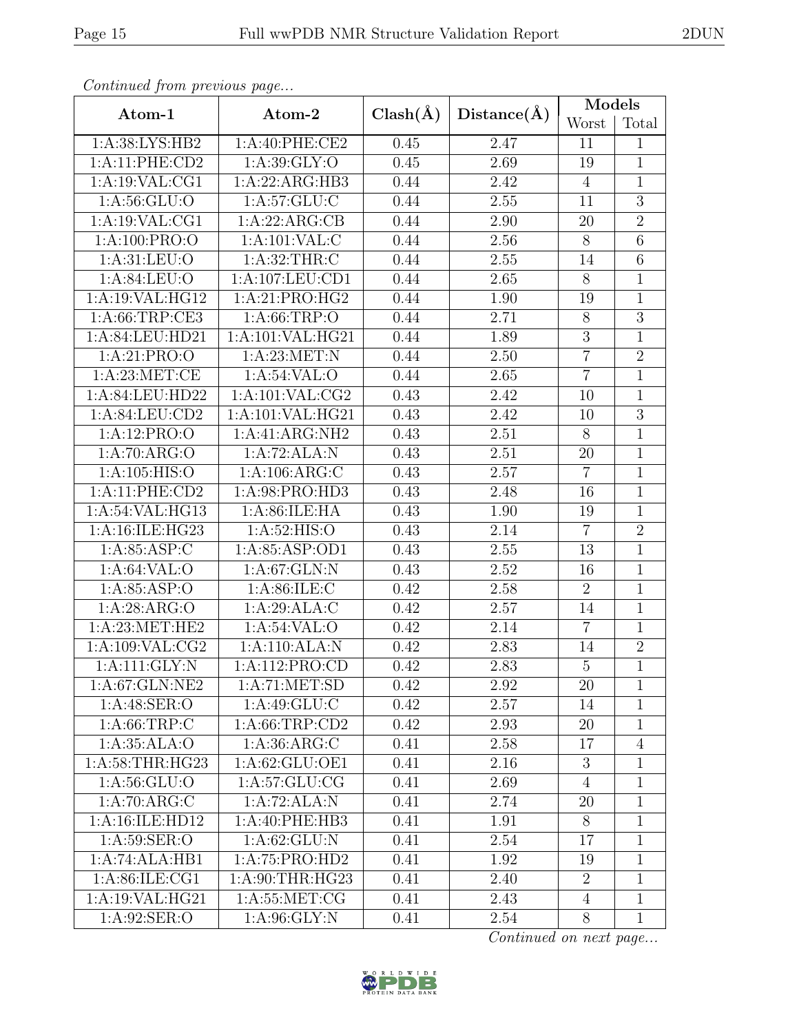*Continued from previous page...*

| Atom-1 | Atom-2 | Clash(Å) | Distance(Å) | Models | |
|---|---|---|---|---|---|
| | | | | Worst | Total |
| 1:A:38:LYS:HB2 | 1:A:40:PHE:CE2 | 0.45 | 2.47 | 11 | 1 |
| 1:A:11:PHE:CD2 | 1:A:39:GLY:O | 0.45 | 2.69 | 19 | 1 |
| 1:A:19:VAL:CG1 | 1:A:22:ARG:HB3 | 0.44 | 2.42 | 4 | 1 |
| 1:A:56:GLU:O | 1:A:57:GLU:C | 0.44 | 2.55 | 11 | 3 |
| 1:A:19:VAL:CG1 | 1:A:22:ARG:CB | 0.44 | 2.90 | 20 | 2 |
| 1:A:100:PRO:O | 1:A:101:VAL:C | 0.44 | 2.56 | 8 | 6 |
| 1:A:31:LEU:O | 1:A:32:THR:C | 0.44 | 2.55 | 14 | 6 |
| 1:A:84:LEU:O | 1:A:107:LEU:CD1 | 0.44 | 2.65 | 8 | 1 |
| 1:A:19:VAL:HG12 | 1:A:21:PRO:HG2 | 0.44 | 1.90 | 19 | 1 |
| 1:A:66:TRP:CE3 | 1:A:66:TRP:O | 0.44 | 2.71 | 8 | 3 |
| 1:A:84:LEU:HD21 | 1:A:101:VAL:HG21 | 0.44 | 1.89 | 3 | 1 |
| 1:A:21:PRO:O | 1:A:23:MET:N | 0.44 | 2.50 | 7 | 2 |
| 1:A:23:MET:CE | 1:A:54:VAL:O | 0.44 | 2.65 | 7 | 1 |
| 1:A:84:LEU:HD22 | 1:A:101:VAL:CG2 | 0.43 | 2.42 | 10 | 1 |
| 1:A:84:LEU:CD2 | 1:A:101:VAL:HG21 | 0.43 | 2.42 | 10 | 3 |
| 1:A:12:PRO:O | 1:A:41:ARG:NH2 | 0.43 | 2.51 | 8 | 1 |
| 1:A:70:ARG:O | 1:A:72:ALA:N | 0.43 | 2.51 | 20 | 1 |
| 1:A:105:HIS:O | 1:A:106:ARG:C | 0.43 | 2.57 | 7 | 1 |
| 1:A:11:PHE:CD2 | 1:A:98:PRO:HD3 | 0.43 | 2.48 | 16 | 1 |
| 1:A:54:VAL:HG13 | 1:A:86:ILE:HA | 0.43 | 1.90 | 19 | 1 |
| 1:A:16:ILE:HG23 | 1:A:52:HIS:O | 0.43 | 2.14 | 7 | 2 |
| 1:A:85:ASP:C | 1:A:85:ASP:OD1 | 0.43 | 2.55 | 13 | 1 |
| 1:A:64:VAL:O | 1:A:67:GLN:N | 0.43 | 2.52 | 16 | 1 |
| 1:A:85:ASP:O | 1:A:86:ILE:C | 0.42 | 2.58 | 2 | 1 |
| 1:A:28:ARG:O | 1:A:29:ALA:C | 0.42 | 2.57 | 14 | 1 |
| 1:A:23:MET:HE2 | 1:A:54:VAL:O | 0.42 | 2.14 | 7 | 1 |
| 1:A:109:VAL:CG2 | 1:A:110:ALA:N | 0.42 | 2.83 | 14 | 2 |
| 1:A:111:GLY:N | 1:A:112:PRO:CD | 0.42 | 2.83 | 5 | 1 |
| 1:A:67:GLN:NE2 | 1:A:71:MET:SD | 0.42 | 2.92 | 20 | 1 |
| 1:A:48:SER:O | 1:A:49:GLU:C | 0.42 | 2.57 | 14 | 1 |
| 1:A:66:TRP:C | 1:A:66:TRP:CD2 | 0.42 | 2.93 | 20 | 1 |
| 1:A:35:ALA:O | 1:A:36:ARG:C | 0.41 | 2.58 | 17 | 4 |
| 1:A:58:THR:HG23 | 1:A:62:GLU:OE1 | 0.41 | 2.16 | 3 | 1 |
| 1:A:56:GLU:O | 1:A:57:GLU:CG | 0.41 | 2.69 | 4 | 1 |
| 1:A:70:ARG:C | 1:A:72:ALA:N | 0.41 | 2.74 | 20 | 1 |
| 1:A:16:ILE:HD12 | 1:A:40:PHE:HB3 | 0.41 | 1.91 | 8 | 1 |
| 1:A:59:SER:O | 1:A:62:GLU:N | 0.41 | 2.54 | 17 | 1 |
| 1:A:74:ALA:HB1 | 1:A:75:PRO:HD2 | 0.41 | 1.92 | 19 | 1 |
| 1:A:86:ILE:CG1 | 1:A:90:THR:HG23 | 0.41 | 2.40 | 2 | 1 |
| 1:A:19:VAL:HG21 | 1:A:55:MET:CG | 0.41 | 2.43 | 4 | 1 |
| 1:A:92:SER:O | 1:A:96:GLY:N | 0.41 | 2.54 | 8 | 1 |

*Continued on next page...*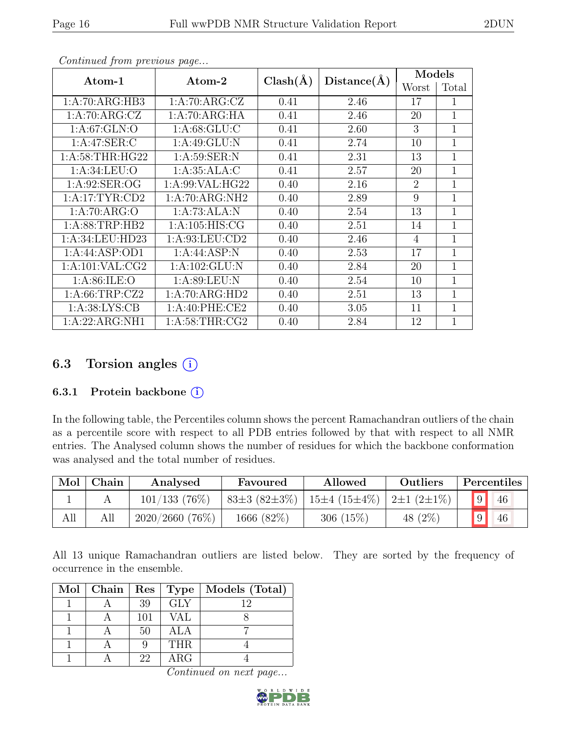*Continued from previous page...*

| Atom-1 | Atom-2 | Clash(Å) | Distance(Å) | Models | |
|---|---|---|---|---|---|
| | | | | Worst | Total |
| 1:A:70:ARG:HB3 | 1:A:70:ARG:CZ | 0.41 | 2.46 | 17 | 1 |
| 1:A:70:ARG:CZ | 1:A:70:ARG:HA | 0.41 | 2.46 | 20 | 1 |
| 1:A:67:GLN:O | 1:A:68:GLU:C | 0.41 | 2.60 | 3 | 1 |
| 1:A:47:SER:C | 1:A:49:GLU:N | 0.41 | 2.74 | 10 | 1 |
| 1:A:58:THR:HG22 | 1:A:59:SER:N | 0.41 | 2.31 | 13 | 1 |
| 1:A:34:LEU:O | 1:A:35:ALA:C | 0.41 | 2.57 | 20 | 1 |
| 1:A:92:SER:OG | 1:A:99:VAL:HG22 | 0.40 | 2.16 | 2 | 1 |
| 1:A:17:TYR:CD2 | 1:A:70:ARG:NH2 | 0.40 | 2.89 | 9 | 1 |
| 1:A:70:ARG:O | 1:A:73:ALA:N | 0.40 | 2.54 | 13 | 1 |
| 1:A:88:TRP:HB2 | 1:A:105:HIS:CG | 0.40 | 2.51 | 14 | 1 |
| 1:A:34:LEU:HD23 | 1:A:93:LEU:CD2 | 0.40 | 2.46 | 4 | 1 |
| 1:A:44:ASP:OD1 | 1:A:44:ASP:N | 0.40 | 2.53 | 17 | 1 |
| 1:A:101:VAL:CG2 | 1:A:102:GLU:N | 0.40 | 2.84 | 20 | 1 |
| 1:A:86:ILE:O | 1:A:89:LEU:N | 0.40 | 2.54 | 10 | 1 |
| 1:A:66:TRP:CZ2 | 1:A:70:ARG:HD2 | 0.40 | 2.51 | 13 | 1 |
| 1:A:38:LYS:CB | 1:A:40:PHE:CE2 | 0.40 | 3.05 | 11 | 1 |
| 1:A:22:ARG:NH1 | 1:A:58:THR:CG2 | 0.40 | 2.84 | 12 | 1 |

## 6.3 Torsion angles

### 6.3.1 Protein backbone

In the following table, the Percentiles column shows the percent Ramachandran outliers of the chain as a percentile score with respect to all PDB entries followed by that with respect to all NMR entries. The Analysed column shows the number of residues for which the backbone conformation was analysed and the total number of residues.

| Mol | Chain | Analysed | Favoured | Allowed | Outliers | Percentiles | |
|---|---|---|---|---|---|---|---|
| 1 | A | 101/133 (76%) | 83±3 (82±3%) | 15±4 (15±4%) | 2±1 (2±1%) | 9 | 46 |
| All | All | 2020/2660 (76%) | 1666 (82%) | 306 (15%) | 48 (2%) | 9 | 46 |

All 13 unique Ramachandran outliers are listed below. They are sorted by the frequency of occurrence in the ensemble.

| Mol | Chain | Res | Type | Models (Total) |
|---|---|---|---|---|
| 1 | A | 39 | GLY | 12 |
| 1 | A | 101 | VAL | 8 |
| 1 | A | 50 | ALA | 7 |
| 1 | A | 9 | THR | 4 |
| 1 | A | 22 | ARG | 4 |

*Continued on next page...*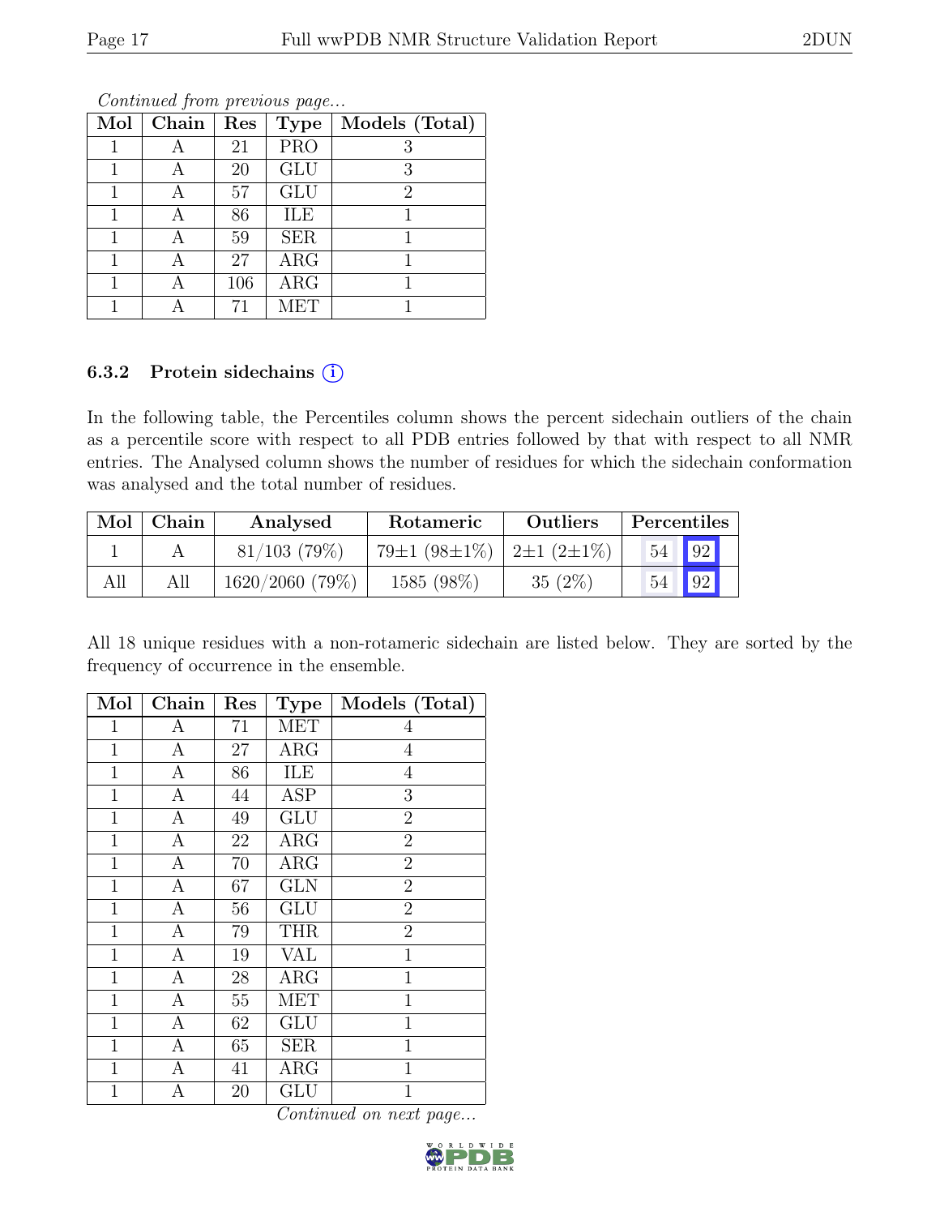*Continued from previous page...*

| Mol | Chain | Res | Type | Models (Total) |
|---|---|---|---|---|
| 1 | A | 21 | PRO | 3 |
| 1 | A | 20 | GLU | 3 |
| 1 | A | 57 | GLU | 2 |
| 1 | A | 86 | ILE | 1 |
| 1 | A | 59 | SER | 1 |
| 1 | A | 27 | ARG | 1 |
| 1 | A | 106 | ARG | 1 |
| 1 | A | 71 | MET | 1 |

### 6.3.2 Protein sidechains (i)

In the following table, the Percentiles column shows the percent sidechain outliers of the chain as a percentile score with respect to all PDB entries followed by that with respect to all NMR entries. The Analysed column shows the number of residues for which the sidechain conformation was analysed and the total number of residues.

| Mol | Chain | Analysed | Rotameric | Outliers | Percentiles | |
|---|---|---|---|---|---|---|
| 1 | A | 81/103 (79%) | 79±1 (98±1%) | 2±1 (2±1%) | 54 | 92 |
| All | All | 1620/2060 (79%) | 1585 (98%) | 35 (2%) | 54 | 92 |

All 18 unique residues with a non-rotameric sidechain are listed below. They are sorted by the frequency of occurrence in the ensemble.

| Mol | Chain | Res | Type | Models (Total) |
|---|---|---|---|---|
| 1 | A | 71 | MET | 4 |
| 1 | A | 27 | ARG | 4 |
| 1 | A | 86 | ILE | 4 |
| 1 | A | 44 | ASP | 3 |
| 1 | A | 49 | GLU | 2 |
| 1 | A | 22 | ARG | 2 |
| 1 | A | 70 | ARG | 2 |
| 1 | A | 67 | GLN | 2 |
| 1 | A | 56 | GLU | 2 |
| 1 | A | 79 | THR | 2 |
| 1 | A | 19 | VAL | 1 |
| 1 | A | 28 | ARG | 1 |
| 1 | A | 55 | MET | 1 |
| 1 | A | 62 | GLU | 1 |
| 1 | A | 65 | SER | 1 |
| 1 | A | 41 | ARG | 1 |
| 1 | A | 20 | GLU | 1 |

*Continued on next page...*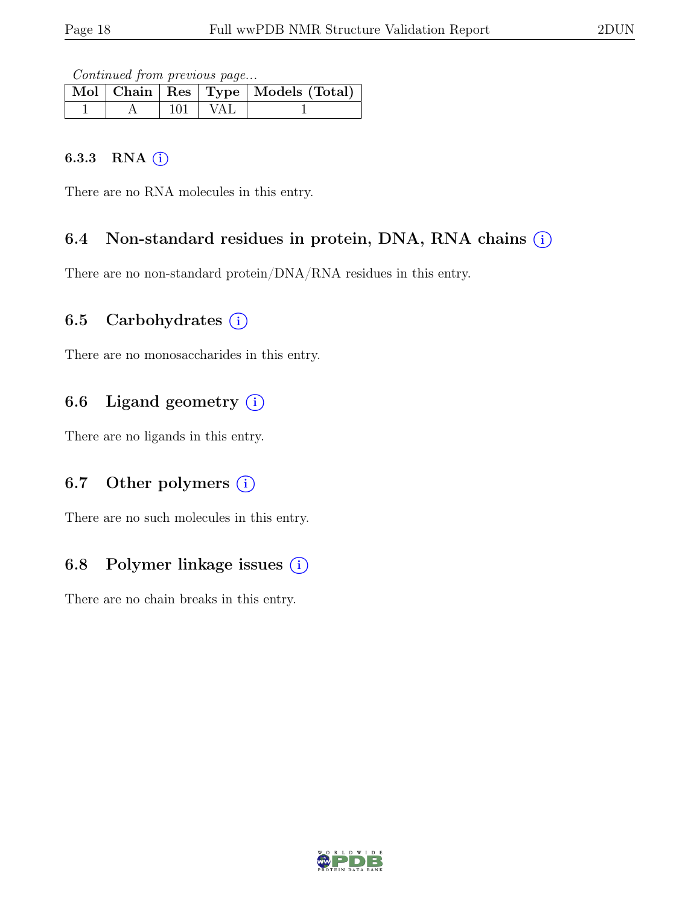*Continued from previous page...*

| Mol | Chain | Res | Type | Models (Total) |
|---|---|---|---|---|
| 1 | A | 101 | VAL | 1 |

#### 6.3.3 RNA

There are no RNA molecules in this entry.

### 6.4 Non-standard residues in protein, DNA, RNA chains

There are no non-standard protein/DNA/RNA residues in this entry.

### 6.5 Carbohydrates

There are no monosaccharides in this entry.

### 6.6 Ligand geometry

There are no ligands in this entry.

### 6.7 Other polymers

There are no such molecules in this entry.

### 6.8 Polymer linkage issues

There are no chain breaks in this entry.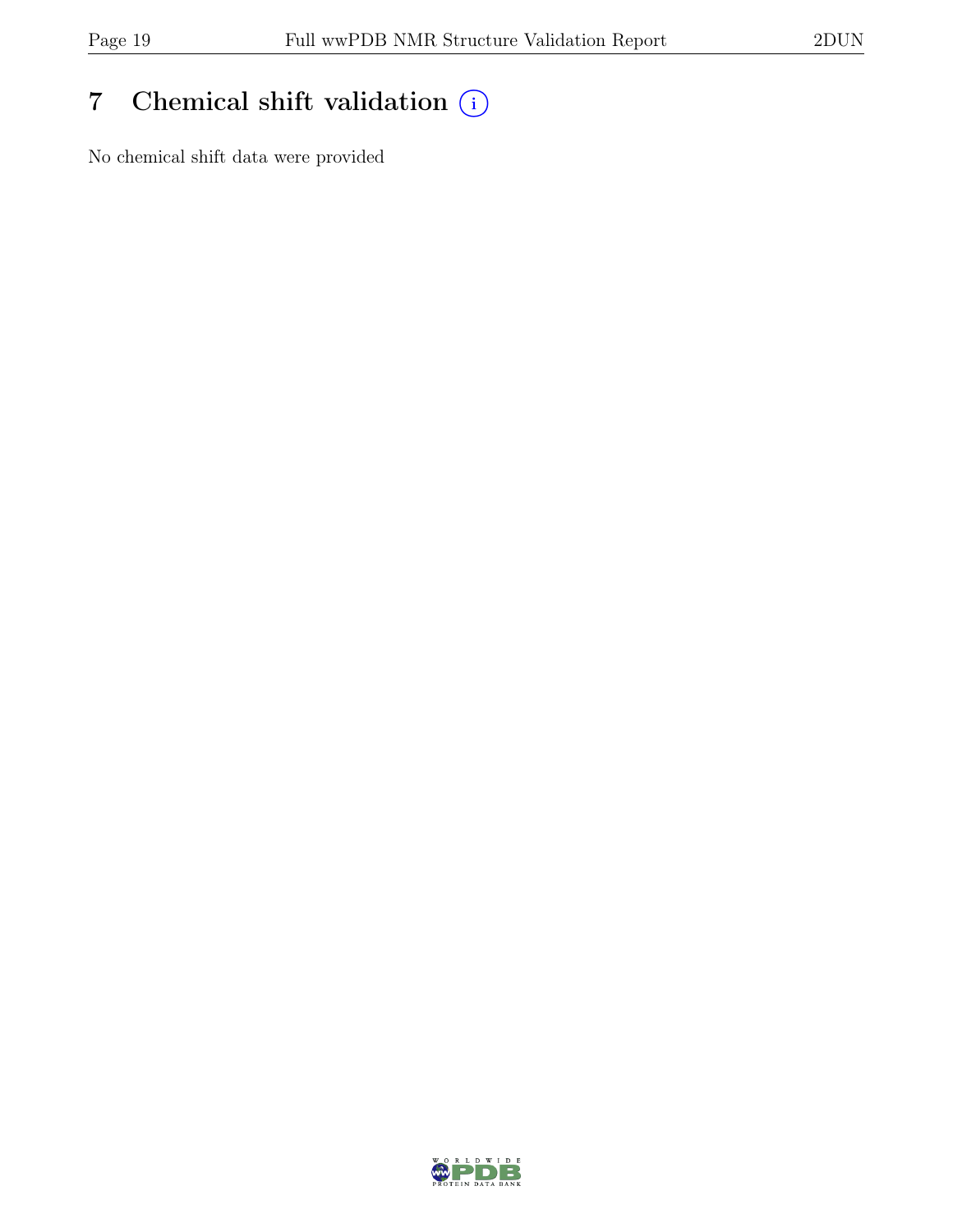# 7 Chemical shift validation

No chemical shift data were provided